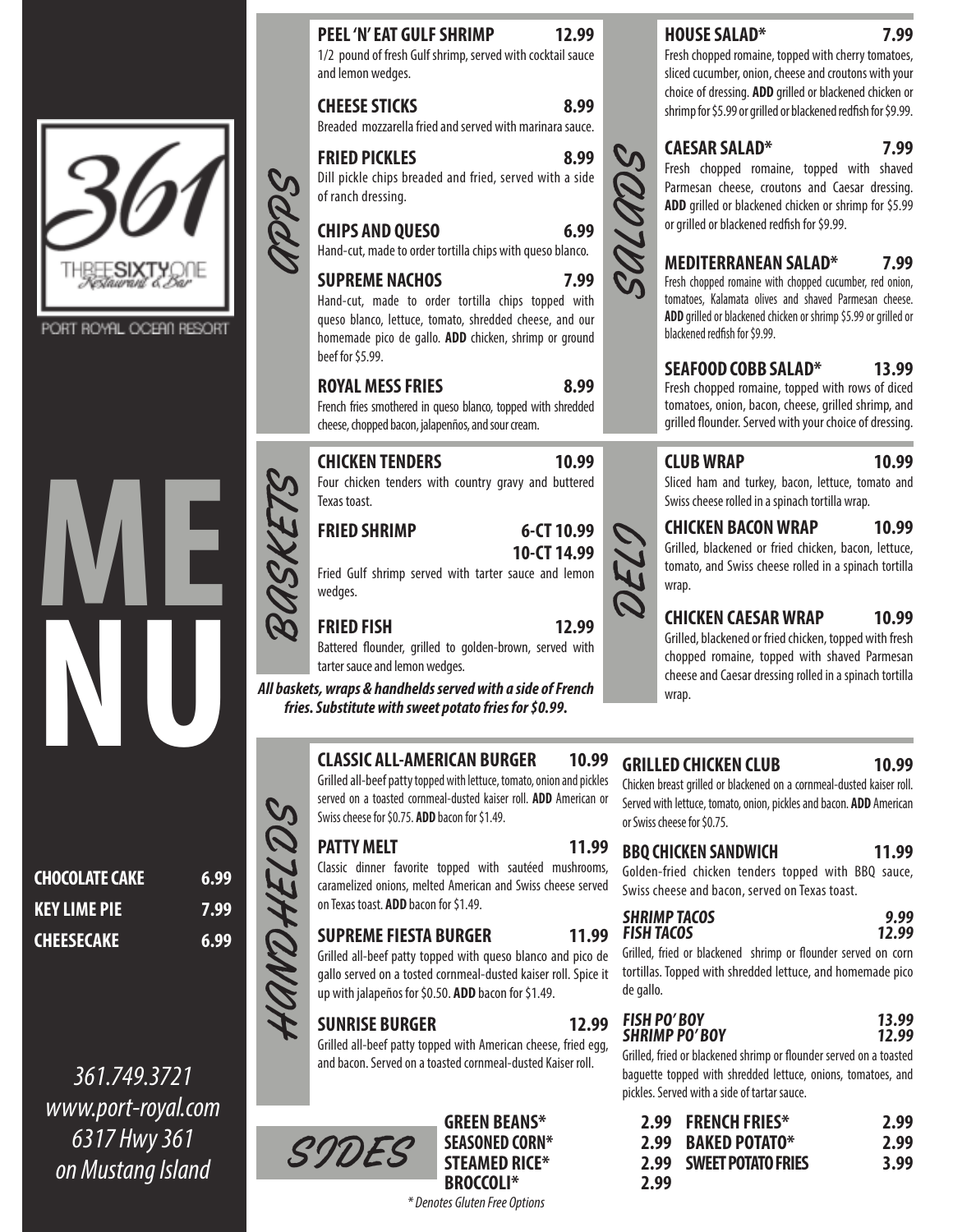# 361

THREESIXTYONE Restaurant & Bar

PORT ROYAL OCEAN RESORT

# MENU

**CHOCOLATE CAKE** 6.99

**KEY LIME PIE** 7.99

**CHEESECAKE** 6.99

*361.749.3721*
*www.port-royal.com*
*6317 Hwy 361*
*on Mustang Island*

## APPS

**PEEL 'N' EAT GULF SHRIMP** 12.99
1/2 pound of fresh Gulf shrimp, served with cocktail sauce and lemon wedges.

**CHEESE STICKS** 8.99
Breaded mozzarella fried and served with marinara sauce.

**FRIED PICKLES** 8.99
Dill pickle chips breaded and fried, served with a side of ranch dressing.

**CHIPS AND QUESO** 6.99
Hand-cut, made to order tortilla chips with queso blanco.

**SUPREME NACHOS** 7.99
Hand-cut, made to order tortilla chips topped with queso blanco, lettuce, tomato, shredded cheese, and our homemade pico de gallo. **ADD** chicken, shrimp or ground beef for $5.99.

**ROYAL MESS FRIES** 8.99
French fries smothered in queso blanco, topped with shredded cheese, chopped bacon, jalapenños, and sour cream.

## SALADS

**HOUSE SALAD*** 7.99
Fresh chopped romaine, topped with cherry tomatoes, sliced cucumber, onion, cheese and croutons with your choice of dressing. **ADD** grilled or blackened chicken or shrimp for $5.99 or grilled or blackened redfish for $9.99.

**CAESAR SALAD*** 7.99
Fresh chopped romaine, topped with shaved Parmesan cheese, croutons and Caesar dressing. **ADD** grilled or blackened chicken or shrimp for $5.99 or grilled or blackened redfish for $9.99.

**MEDITERRANEAN SALAD*** 7.99
Fresh chopped romaine with chopped cucumber, red onion, tomatoes, Kalamata olives and shaved Parmesan cheese. **ADD** grilled or blackened chicken or shrimp $5.99 or grilled or blackened redfish for $9.99.

**SEAFOOD COBB SALAD*** 13.99
Fresh chopped romaine, topped with rows of diced tomatoes, onion, bacon, cheese, grilled shrimp, and grilled flounder. Served with your choice of dressing.

## BASKETS

**CHICKEN TENDERS** 10.99
Four chicken tenders with country gravy and buttered Texas toast.

**FRIED SHRIMP** 6-CT 10.99 / 10-CT 14.99
Fried Gulf shrimp served with tarter sauce and lemon wedges.

**FRIED FISH** 12.99
Battered flounder, grilled to golden-brown, served with tarter sauce and lemon wedges.

***All baskets, wraps & handhelds served with a side of French fries. Substitute with sweet potato fries for $0.99.***

## DELI

**CLUB WRAP** 10.99
Sliced ham and turkey, bacon, lettuce, tomato and Swiss cheese rolled in a spinach tortilla wrap.

**CHICKEN BACON WRAP** 10.99
Grilled, blackened or fried chicken, bacon, lettuce, tomato, and Swiss cheese rolled in a spinach tortilla wrap.

**CHICKEN CAESAR WRAP** 10.99
Grilled, blackened or fried chicken, topped with fresh chopped romaine, topped with shaved Parmesan cheese and Caesar dressing rolled in a spinach tortilla wrap.

## HANDHELDS

**CLASSIC ALL-AMERICAN BURGER** 10.99
Grilled all-beef patty topped with lettuce, tomato, onion and pickles served on a toasted cornmeal-dusted kaiser roll. **ADD** American or Swiss cheese for $0.75. **ADD** bacon for $1.49.

**PATTY MELT** 11.99
Classic dinner favorite topped with sautéed mushrooms, caramelized onions, melted American and Swiss cheese served on Texas toast. **ADD** bacon for $1.49.

**SUPREME FIESTA BURGER** 11.99
Grilled all-beef patty topped with queso blanco and pico de gallo served on a tosted cornmeal-dusted kaiser roll. Spice it up with jalapeños for $0.50. **ADD** bacon for $1.49.

**SUNRISE BURGER** 12.99
Grilled all-beef patty topped with American cheese, fried egg, and bacon. Served on a toasted cornmeal-dusted Kaiser roll.

**GRILLED CHICKEN CLUB** 10.99
Chicken breast grilled or blackened on a cornmeal-dusted kaiser roll. Served with lettuce, tomato, onion, pickles and bacon. **ADD** American or Swiss cheese for $0.75.

**BBQ CHICKEN SANDWICH** 11.99
Golden-fried chicken tenders topped with BBQ sauce, Swiss cheese and bacon, served on Texas toast.

***SHRIMP TACOS*** *9.99*
***FISH TACOS*** *12.99*
Grilled, fried or blackened shrimp or flounder served on corn tortillas. Topped with shredded lettuce, and homemade pico de gallo.

***FISH PO' BOY*** *13.99*
***SHRIMP PO' BOY*** *12.99*
Grilled, fried or blackened shrimp or flounder served on a toasted baguette topped with shredded lettuce, onions, tomatoes, and pickles. Served with a side of tartar sauce.

## SIDES

| | |
|---|---|
| **GREEN BEANS*** | 2.99 |
| **SEASONED CORN*** | 2.99 |
| **STEAMED RICE*** | 2.99 |
| **BROCCOLI*** | 2.99 |
| **FRENCH FRIES*** | 2.99 |
| **BAKED POTATO*** | 2.99 |
| **SWEET POTATO FRIES** | 3.99 |

*\* Denotes Gluten Free Options*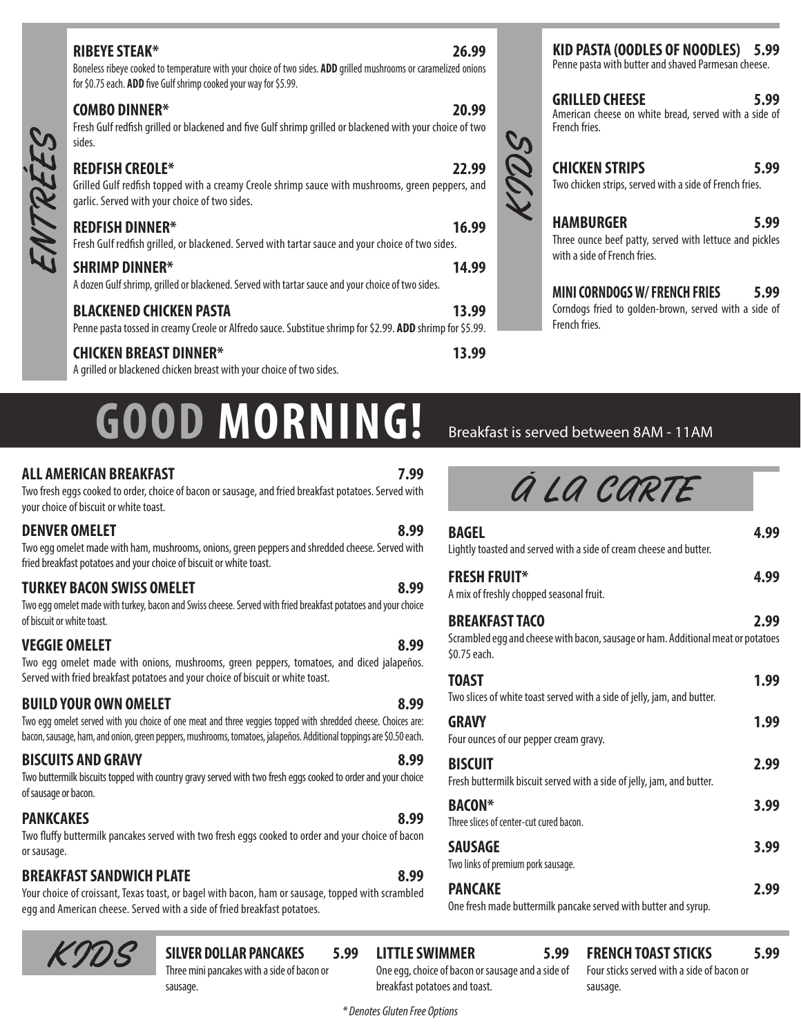## ENTRÉES

**RIBEYE STEAK*** **26.99**
Boneless ribeye cooked to temperature with your choice of two sides. **ADD** grilled mushrooms or caramelized onions for $0.75 each. **ADD** five Gulf shrimp cooked your way for $5.99.

**COMBO DINNER*** **20.99**
Fresh Gulf redfish grilled or blackened and five Gulf shrimp grilled or blackened with your choice of two sides.

**REDFISH CREOLE*** **22.99**
Grilled Gulf redfish topped with a creamy Creole shrimp sauce with mushrooms, green peppers, and garlic. Served with your choice of two sides.

**REDFISH DINNER*** **16.99**
Fresh Gulf redfish grilled, or blackened. Served with tartar sauce and your choice of two sides.

**SHRIMP DINNER*** **14.99**
A dozen Gulf shrimp, grilled or blackened. Served with tartar sauce and your choice of two sides.

**BLACKENED CHICKEN PASTA** **13.99**
Penne pasta tossed in creamy Creole or Alfredo sauce. Substitue shrimp for $2.99. **ADD** shrimp for $5.99.

**CHICKEN BREAST DINNER*** **13.99**
A grilled or blackened chicken breast with your choice of two sides.

## KIDS

**KID PASTA (OODLES OF NOODLES)** **5.99**
Penne pasta with butter and shaved Parmesan cheese.

**GRILLED CHEESE** **5.99**
American cheese on white bread, served with a side of French fries.

**CHICKEN STRIPS** **5.99**
Two chicken strips, served with a side of French fries.

**HAMBURGER** **5.99**
Three ounce beef patty, served with lettuce and pickles with a side of French fries.

**MINI CORNDOGS W/ FRENCH FRIES** **5.99**
Corndogs fried to golden-brown, served with a side of French fries.

# GOOD MORNING!

Breakfast is served between 8AM - 11AM

**ALL AMERICAN BREAKFAST** **7.99**
Two fresh eggs cooked to order, choice of bacon or sausage, and fried breakfast potatoes. Served with your choice of biscuit or white toast.

**DENVER OMELET** **8.99**
Two egg omelet made with ham, mushrooms, onions, green peppers and shredded cheese. Served with fried breakfast potatoes and your choice of biscuit or white toast.

**TURKEY BACON SWISS OMELET** **8.99**
Two egg omelet made with turkey, bacon and Swiss cheese. Served with fried breakfast potatoes and your choice of biscuit or white toast.

**VEGGIE OMELET** **8.99**
Two egg omelet made with onions, mushrooms, green peppers, tomatoes, and diced jalapeños. Served with fried breakfast potatoes and your choice of biscuit or white toast.

**BUILD YOUR OWN OMELET** **8.99**
Two egg omelet served with you choice of one meat and three veggies topped with shredded cheese. Choices are: bacon, sausage, ham, and onion, green peppers, mushrooms, tomatoes, jalapeños. Additional toppings are $0.50 each.

**BISCUITS AND GRAVY** **8.99**
Two buttermilk biscuits topped with country gravy served with two fresh eggs cooked to order and your choice of sausage or bacon.

**PANKCAKES** **8.99**
Two fluffy buttermilk pancakes served with two fresh eggs cooked to order and your choice of bacon or sausage.

**BREAKFAST SANDWICH PLATE** **8.99**
Your choice of croissant, Texas toast, or bagel with bacon, ham or sausage, topped with scrambled egg and American cheese. Served with a side of fried breakfast potatoes.

## Á LA CARTE

**BAGEL** **4.99**
Lightly toasted and served with a side of cream cheese and butter.

**FRESH FRUIT*** **4.99**
A mix of freshly chopped seasonal fruit.

**BREAKFAST TACO** **2.99**
Scrambled egg and cheese with bacon, sausage or ham. Additional meat or potatoes $0.75 each.

**TOAST** **1.99**
Two slices of white toast served with a side of jelly, jam, and butter.

**GRAVY** **1.99**
Four ounces of our pepper cream gravy.

**BISCUIT** **2.99**
Fresh buttermilk biscuit served with a side of jelly, jam, and butter.

**BACON*** **3.99**
Three slices of center-cut cured bacon.

**SAUSAGE** **3.99**
Two links of premium pork sausage.

**PANCAKE** **2.99**
One fresh made buttermilk pancake served with butter and syrup.

## KIDS

**SILVER DOLLAR PANCAKES** **5.99**
Three mini pancakes with a side of bacon or sausage.

**LITTLE SWIMMER** **5.99**
One egg, choice of bacon or sausage and a side of breakfast potatoes and toast.

**FRENCH TOAST STICKS** **5.99**
Four sticks served with a side of bacon or sausage.

*\* Denotes Gluten Free Options*